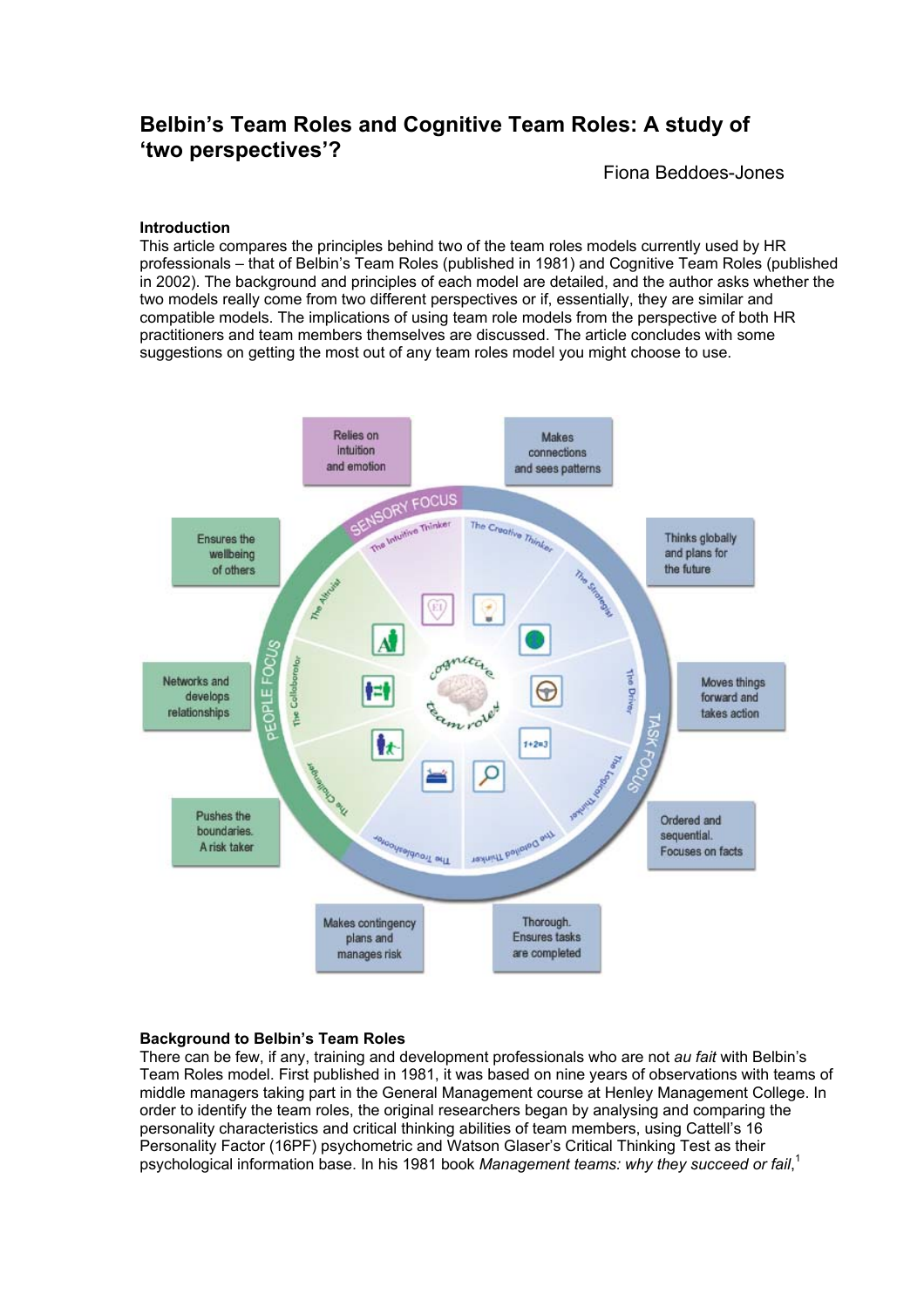# Belbin's Team Roles and Cognitive Team Roles: A study of 'two perspectives'?

Fiona Beddoes-Jones

### Introduction

This article compares the principles behind two of the team roles models currently used by HR professionals – that of Belbin's Team Roles (published in 1981) and Cognitive Team Roles (published in 2002). The background and principles of each model are detailed, and the author asks whether the two models really come from two different perspectives or if, essentially, they are similar and compatible models. The implications of using team role models from the perspective of both HR practitioners and team members themselves are discussed. The article concludes with some suggestions on getting the most out of any team roles model you might choose to use.

### Background to Belbin's Team Roles

There can be few, if any, training and development professionals who are not *au fait* with Belbin's Team Roles model. First published in 1981, it was based on nine years of observations with teams of middle managers taking part in the General Management course at Henley Management College. In order to identify the team roles, the original researchers began by analysing and comparing the personality characteristics and critical thinking abilities of team members, using Cattell's 16 Personality Factor (16PF) psychometric and Watson Glaser's Critical Thinking Test as their psychological information base. In his 1981 book *Management teams: why they succeed or fail*,[1]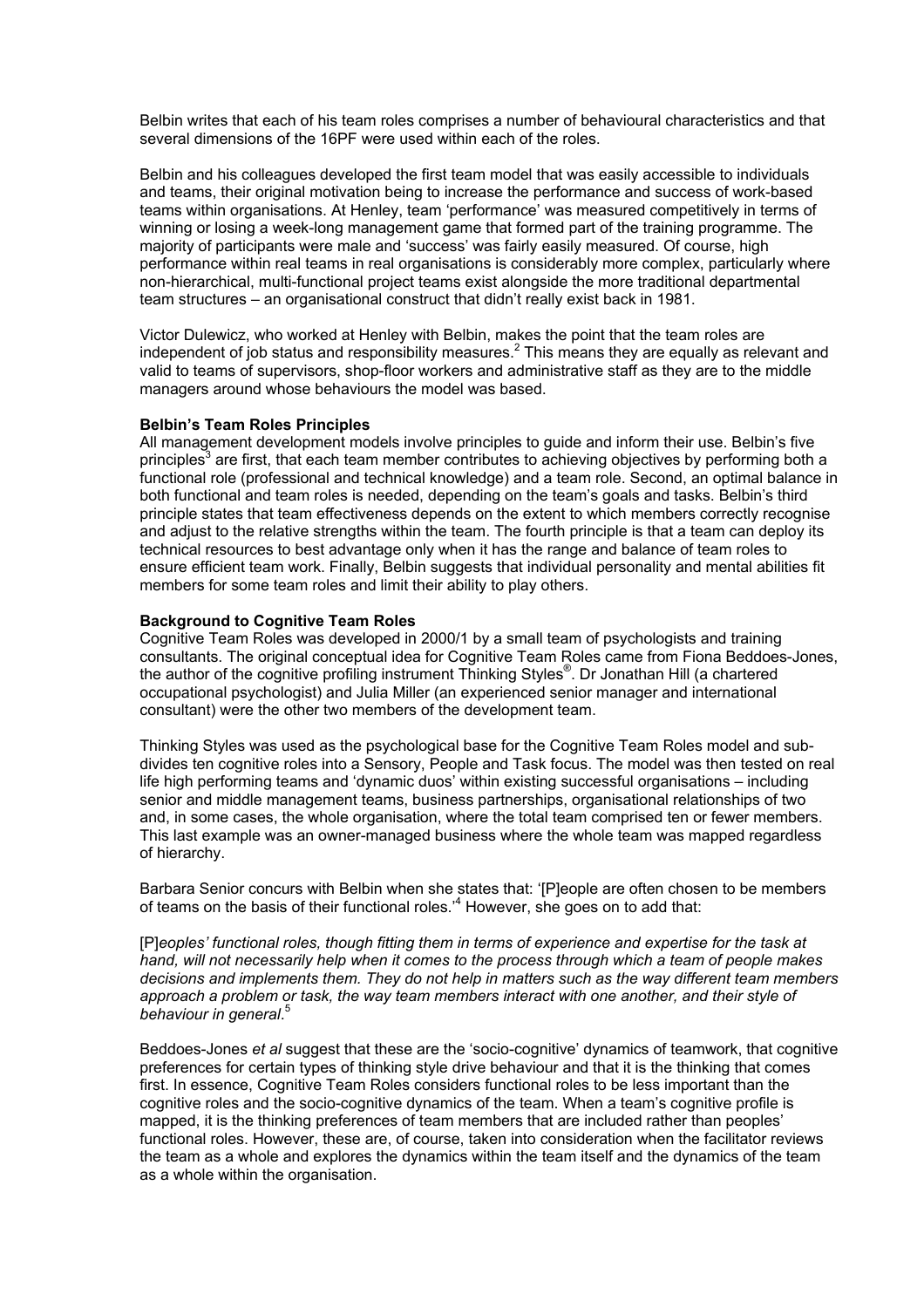Belbin writes that each of his team roles comprises a number of behavioural characteristics and that several dimensions of the 16PF were used within each of the roles.

Belbin and his colleagues developed the first team model that was easily accessible to individuals and teams, their original motivation being to increase the performance and success of work-based teams within organisations. At Henley, team 'performance' was measured competitively in terms of winning or losing a week-long management game that formed part of the training programme. The majority of participants were male and 'success' was fairly easily measured. Of course, high performance within real teams in real organisations is considerably more complex, particularly where non-hierarchical, multi-functional project teams exist alongside the more traditional departmental team structures – an organisational construct that didn't really exist back in 1981.

Victor Dulewicz, who worked at Henley with Belbin, makes the point that the team roles are independent of job status and responsibility measures.[2] This means they are equally as relevant and valid to teams of supervisors, shop-floor workers and administrative staff as they are to the middle managers around whose behaviours the model was based.

**Belbin's Team Roles Principles**

All management development models involve principles to guide and inform their use. Belbin's five principles[3] are first, that each team member contributes to achieving objectives by performing both a functional role (professional and technical knowledge) and a team role. Second, an optimal balance in both functional and team roles is needed, depending on the team's goals and tasks. Belbin's third principle states that team effectiveness depends on the extent to which members correctly recognise and adjust to the relative strengths within the team. The fourth principle is that a team can deploy its technical resources to best advantage only when it has the range and balance of team roles to ensure efficient team work. Finally, Belbin suggests that individual personality and mental abilities fit members for some team roles and limit their ability to play others.

**Background to Cognitive Team Roles**

Cognitive Team Roles was developed in 2000/1 by a small team of psychologists and training consultants. The original conceptual idea for Cognitive Team Roles came from Fiona Beddoes-Jones, the author of the cognitive profiling instrument Thinking Styles®. Dr Jonathan Hill (a chartered occupational psychologist) and Julia Miller (an experienced senior manager and international consultant) were the other two members of the development team.

Thinking Styles was used as the psychological base for the Cognitive Team Roles model and sub-divides ten cognitive roles into a Sensory, People and Task focus. The model was then tested on real life high performing teams and 'dynamic duos' within existing successful organisations – including senior and middle management teams, business partnerships, organisational relationships of two and, in some cases, the whole organisation, where the total team comprised ten or fewer members. This last example was an owner-managed business where the whole team was mapped regardless of hierarchy.

Barbara Senior concurs with Belbin when she states that: '[P]eople are often chosen to be members of teams on the basis of their functional roles.'[4] However, she goes on to add that:

[P]*eoples' functional roles, though fitting them in terms of experience and expertise for the task at hand, will not necessarily help when it comes to the process through which a team of people makes decisions and implements them. They do not help in matters such as the way different team members approach a problem or task, the way team members interact with one another, and their style of behaviour in general*.[5]

Beddoes-Jones *et al* suggest that these are the 'socio-cognitive' dynamics of teamwork, that cognitive preferences for certain types of thinking style drive behaviour and that it is the thinking that comes first. In essence, Cognitive Team Roles considers functional roles to be less important than the cognitive roles and the socio-cognitive dynamics of the team. When a team's cognitive profile is mapped, it is the thinking preferences of team members that are included rather than peoples' functional roles. However, these are, of course, taken into consideration when the facilitator reviews the team as a whole and explores the dynamics within the team itself and the dynamics of the team as a whole within the organisation.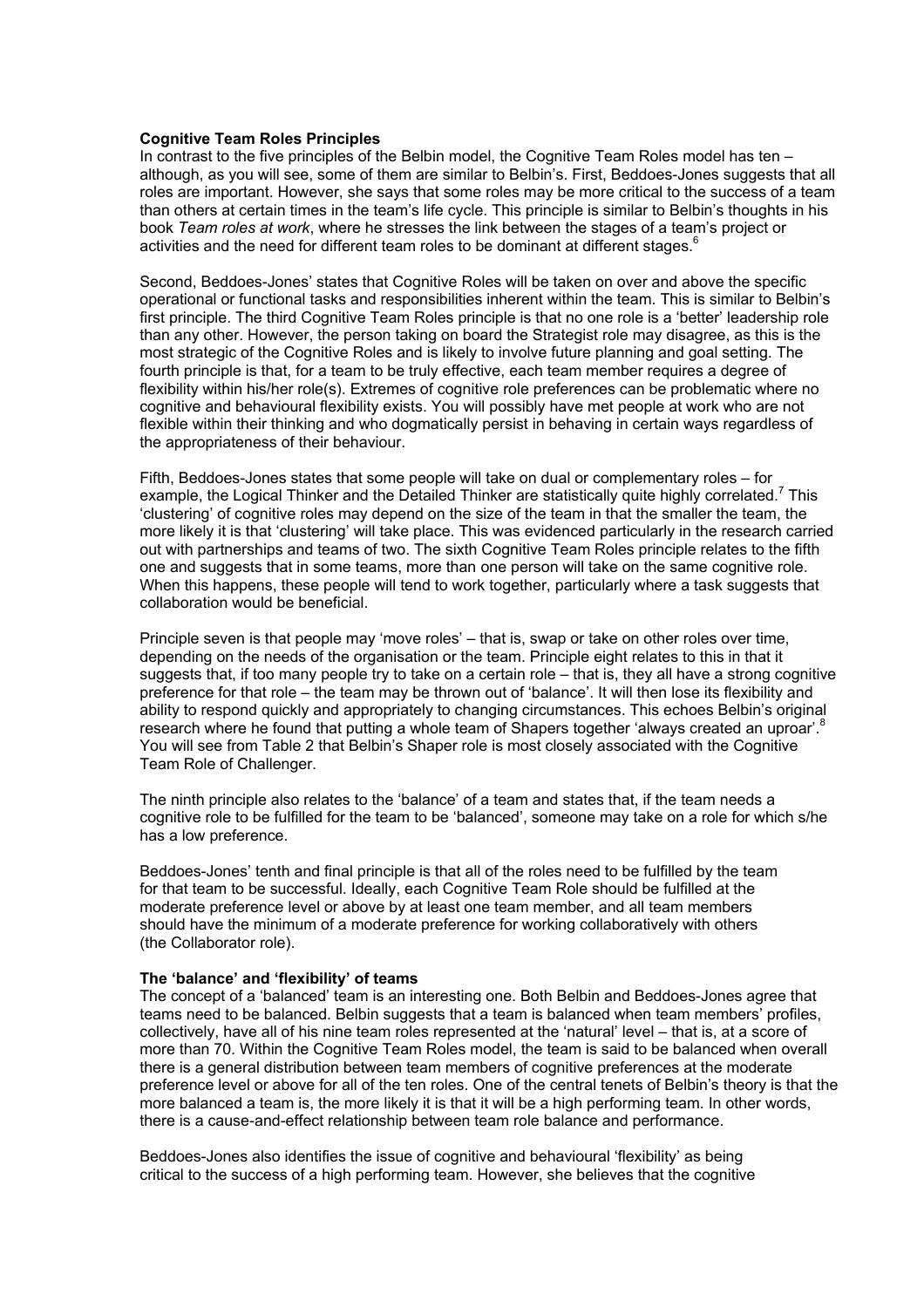**Cognitive Team Roles Principles**

In contrast to the five principles of the Belbin model, the Cognitive Team Roles model has ten – although, as you will see, some of them are similar to Belbin's. First, Beddoes-Jones suggests that all roles are important. However, she says that some roles may be more critical to the success of a team than others at certain times in the team's life cycle. This principle is similar to Belbin's thoughts in his book *Team roles at work*, where he stresses the link between the stages of a team's project or activities and the need for different team roles to be dominant at different stages.[6]

Second, Beddoes-Jones' states that Cognitive Roles will be taken on over and above the specific operational or functional tasks and responsibilities inherent within the team. This is similar to Belbin's first principle. The third Cognitive Team Roles principle is that no one role is a 'better' leadership role than any other. However, the person taking on board the Strategist role may disagree, as this is the most strategic of the Cognitive Roles and is likely to involve future planning and goal setting. The fourth principle is that, for a team to be truly effective, each team member requires a degree of flexibility within his/her role(s). Extremes of cognitive role preferences can be problematic where no cognitive and behavioural flexibility exists. You will possibly have met people at work who are not flexible within their thinking and who dogmatically persist in behaving in certain ways regardless of the appropriateness of their behaviour.

Fifth, Beddoes-Jones states that some people will take on dual or complementary roles – for example, the Logical Thinker and the Detailed Thinker are statistically quite highly correlated.[7] This 'clustering' of cognitive roles may depend on the size of the team in that the smaller the team, the more likely it is that 'clustering' will take place. This was evidenced particularly in the research carried out with partnerships and teams of two. The sixth Cognitive Team Roles principle relates to the fifth one and suggests that in some teams, more than one person will take on the same cognitive role. When this happens, these people will tend to work together, particularly where a task suggests that collaboration would be beneficial.

Principle seven is that people may 'move roles' – that is, swap or take on other roles over time, depending on the needs of the organisation or the team. Principle eight relates to this in that it suggests that, if too many people try to take on a certain role – that is, they all have a strong cognitive preference for that role – the team may be thrown out of 'balance'. It will then lose its flexibility and ability to respond quickly and appropriately to changing circumstances. This echoes Belbin's original research where he found that putting a whole team of Shapers together 'always created an uproar'.[8] You will see from Table 2 that Belbin's Shaper role is most closely associated with the Cognitive Team Role of Challenger.

The ninth principle also relates to the 'balance' of a team and states that, if the team needs a cognitive role to be fulfilled for the team to be 'balanced', someone may take on a role for which s/he has a low preference.

Beddoes-Jones' tenth and final principle is that all of the roles need to be fulfilled by the team for that team to be successful. Ideally, each Cognitive Team Role should be fulfilled at the moderate preference level or above by at least one team member, and all team members should have the minimum of a moderate preference for working collaboratively with others (the Collaborator role).

**The 'balance' and 'flexibility' of teams**

The concept of a 'balanced' team is an interesting one. Both Belbin and Beddoes-Jones agree that teams need to be balanced. Belbin suggests that a team is balanced when team members' profiles, collectively, have all of his nine team roles represented at the 'natural' level – that is, at a score of more than 70. Within the Cognitive Team Roles model, the team is said to be balanced when overall there is a general distribution between team members of cognitive preferences at the moderate preference level or above for all of the ten roles. One of the central tenets of Belbin's theory is that the more balanced a team is, the more likely it is that it will be a high performing team. In other words, there is a cause-and-effect relationship between team role balance and performance.

Beddoes-Jones also identifies the issue of cognitive and behavioural 'flexibility' as being critical to the success of a high performing team. However, she believes that the cognitive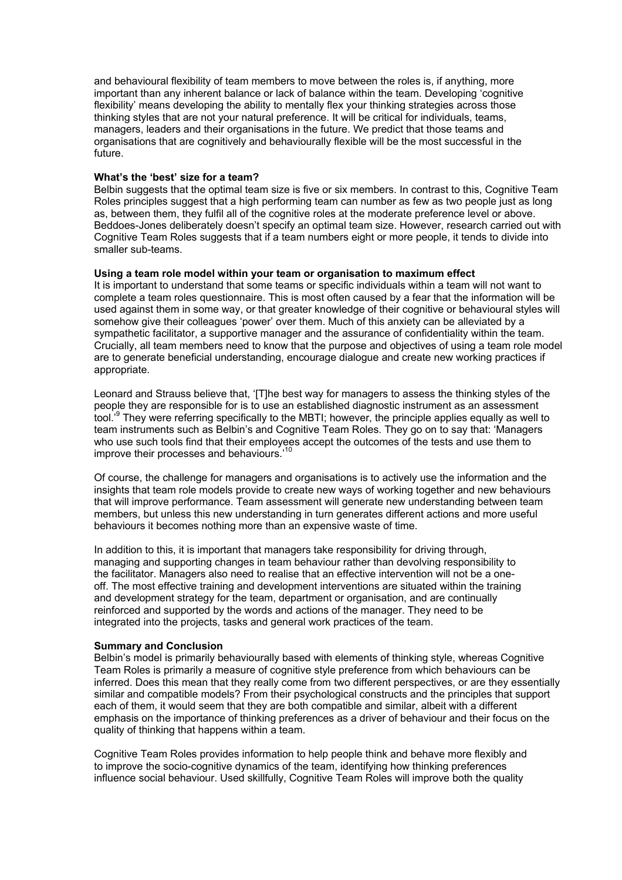and behavioural flexibility of team members to move between the roles is, if anything, more important than any inherent balance or lack of balance within the team. Developing 'cognitive flexibility' means developing the ability to mentally flex your thinking strategies across those thinking styles that are not your natural preference. It will be critical for individuals, teams, managers, leaders and their organisations in the future. We predict that those teams and organisations that are cognitively and behaviourally flexible will be the most successful in the future.

**What's the 'best' size for a team?**

Belbin suggests that the optimal team size is five or six members. In contrast to this, Cognitive Team Roles principles suggest that a high performing team can number as few as two people just as long as, between them, they fulfil all of the cognitive roles at the moderate preference level or above. Beddoes-Jones deliberately doesn't specify an optimal team size. However, research carried out with Cognitive Team Roles suggests that if a team numbers eight or more people, it tends to divide into smaller sub-teams.

**Using a team role model within your team or organisation to maximum effect**

It is important to understand that some teams or specific individuals within a team will not want to complete a team roles questionnaire. This is most often caused by a fear that the information will be used against them in some way, or that greater knowledge of their cognitive or behavioural styles will somehow give their colleagues 'power' over them. Much of this anxiety can be alleviated by a sympathetic facilitator, a supportive manager and the assurance of confidentiality within the team. Crucially, all team members need to know that the purpose and objectives of using a team role model are to generate beneficial understanding, encourage dialogue and create new working practices if appropriate.

Leonard and Strauss believe that, '[T]he best way for managers to assess the thinking styles of the people they are responsible for is to use an established diagnostic instrument as an assessment tool.'[9] They were referring specifically to the MBTI; however, the principle applies equally as well to team instruments such as Belbin's and Cognitive Team Roles. They go on to say that: 'Managers who use such tools find that their employees accept the outcomes of the tests and use them to improve their processes and behaviours.'[10]

Of course, the challenge for managers and organisations is to actively use the information and the insights that team role models provide to create new ways of working together and new behaviours that will improve performance. Team assessment will generate new understanding between team members, but unless this new understanding in turn generates different actions and more useful behaviours it becomes nothing more than an expensive waste of time.

In addition to this, it is important that managers take responsibility for driving through, managing and supporting changes in team behaviour rather than devolving responsibility to the facilitator. Managers also need to realise that an effective intervention will not be a one-off. The most effective training and development interventions are situated within the training and development strategy for the team, department or organisation, and are continually reinforced and supported by the words and actions of the manager. They need to be integrated into the projects, tasks and general work practices of the team.

**Summary and Conclusion**

Belbin's model is primarily behaviourally based with elements of thinking style, whereas Cognitive Team Roles is primarily a measure of cognitive style preference from which behaviours can be inferred. Does this mean that they really come from two different perspectives, or are they essentially similar and compatible models? From their psychological constructs and the principles that support each of them, it would seem that they are both compatible and similar, albeit with a different emphasis on the importance of thinking preferences as a driver of behaviour and their focus on the quality of thinking that happens within a team.

Cognitive Team Roles provides information to help people think and behave more flexibly and to improve the socio-cognitive dynamics of the team, identifying how thinking preferences influence social behaviour. Used skillfully, Cognitive Team Roles will improve both the quality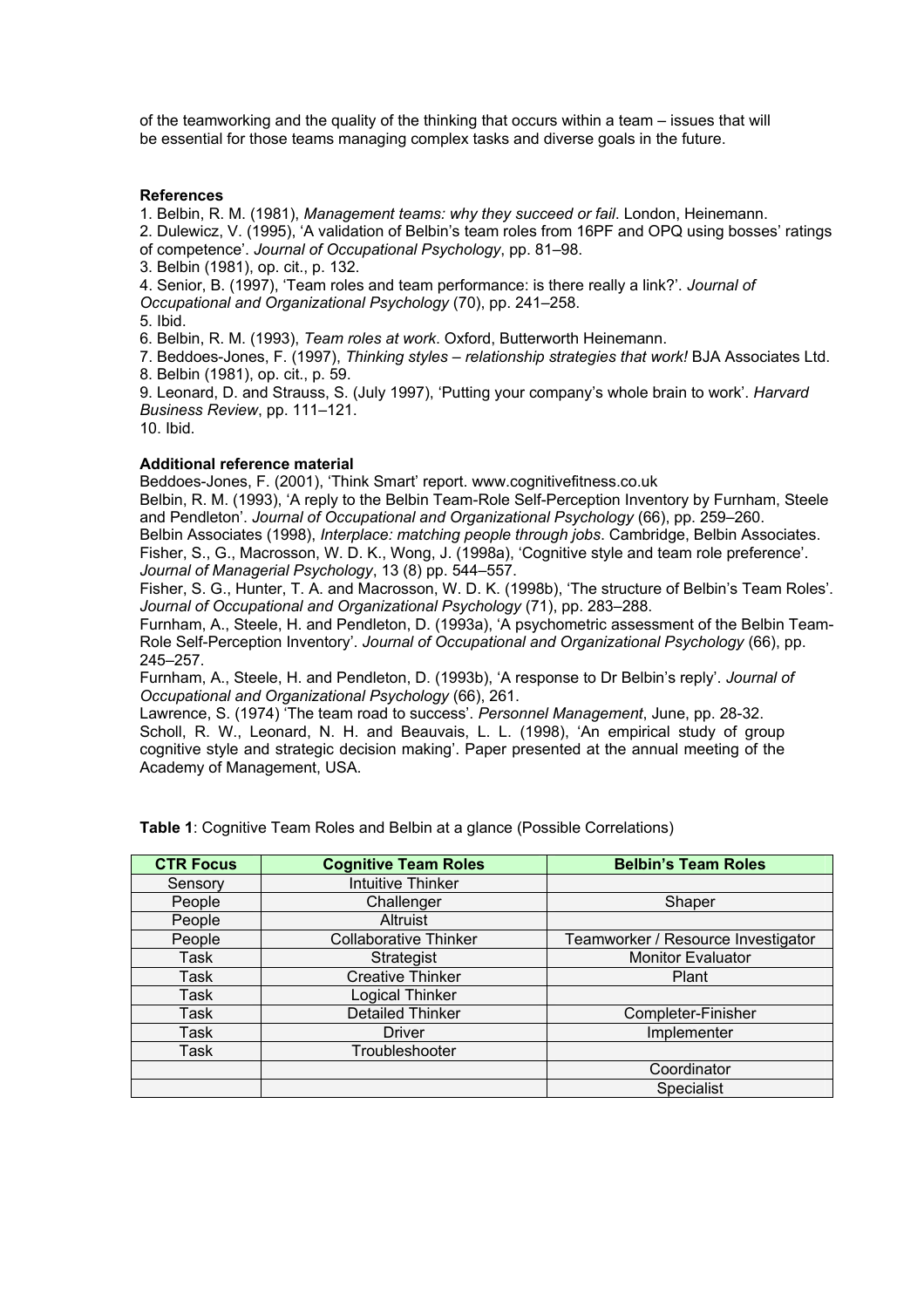of the teamworking and the quality of the thinking that occurs within a team – issues that will be essential for those teams managing complex tasks and diverse goals in the future.

**References**

1. Belbin, R. M. (1981), *Management teams: why they succeed or fail*. London, Heinemann.
2. Dulewicz, V. (1995), 'A validation of Belbin's team roles from 16PF and OPQ using bosses' ratings of competence'. *Journal of Occupational Psychology*, pp. 81–98.
3. Belbin (1981), op. cit., p. 132.
4. Senior, B. (1997), 'Team roles and team performance: is there really a link?'. *Journal of Occupational and Organizational Psychology* (70), pp. 241–258.
5. Ibid.
6. Belbin, R. M. (1993), *Team roles at work*. Oxford, Butterworth Heinemann.
7. Beddoes-Jones, F. (1997), *Thinking styles – relationship strategies that work!* BJA Associates Ltd.
8. Belbin (1981), op. cit., p. 59.
9. Leonard, D. and Strauss, S. (July 1997), 'Putting your company's whole brain to work'. *Harvard Business Review*, pp. 111–121.
10. Ibid.

**Additional reference material**

Beddoes-Jones, F. (2001), 'Think Smart' report. www.cognitivefitness.co.uk

Belbin, R. M. (1993), 'A reply to the Belbin Team-Role Self-Perception Inventory by Furnham, Steele and Pendleton'. *Journal of Occupational and Organizational Psychology* (66), pp. 259–260.

Belbin Associates (1998), *Interplace: matching people through jobs*. Cambridge, Belbin Associates.

Fisher, S., G., Macrosson, W. D. K., Wong, J. (1998a), 'Cognitive style and team role preference'. *Journal of Managerial Psychology*, 13 (8) pp. 544–557.

Fisher, S. G., Hunter, T. A. and Macrosson, W. D. K. (1998b), 'The structure of Belbin's Team Roles'. *Journal of Occupational and Organizational Psychology* (71), pp. 283–288.

Furnham, A., Steele, H. and Pendleton, D. (1993a), 'A psychometric assessment of the Belbin Team-Role Self-Perception Inventory'. *Journal of Occupational and Organizational Psychology* (66), pp. 245–257.

Furnham, A., Steele, H. and Pendleton, D. (1993b), 'A response to Dr Belbin's reply'. *Journal of Occupational and Organizational Psychology* (66), 261.

Lawrence, S. (1974) 'The team road to success'. *Personnel Management*, June, pp. 28-32.

Scholl, R. W., Leonard, N. H. and Beauvais, L. L. (1998), 'An empirical study of group cognitive style and strategic decision making'. Paper presented at the annual meeting of the Academy of Management, USA.

**Table 1**: Cognitive Team Roles and Belbin at a glance (Possible Correlations)

| CTR Focus | Cognitive Team Roles | Belbin's Team Roles |
|---|---|---|
| Sensory | Intuitive Thinker | |
| People | Challenger | Shaper |
| People | Altruist | |
| People | Collaborative Thinker | Teamworker / Resource Investigator |
| Task | Strategist | Monitor Evaluator |
| Task | Creative Thinker | Plant |
| Task | Logical Thinker | |
| Task | Detailed Thinker | Completer-Finisher |
| Task | Driver | Implementer |
| Task | Troubleshooter | |
| | | Coordinator |
| | | Specialist |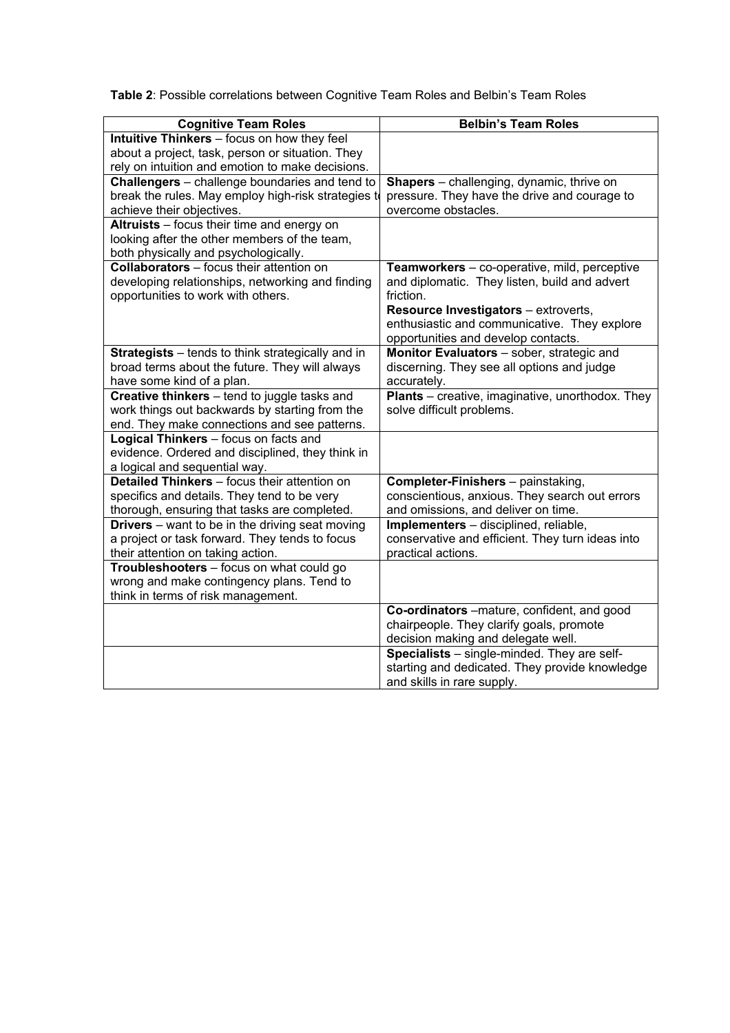**Table 2**: Possible correlations between Cognitive Team Roles and Belbin's Team Roles

| Cognitive Team Roles | Belbin's Team Roles |
|---|---|
| **Intuitive Thinkers** – focus on how they feel about a project, task, person or situation. They rely on intuition and emotion to make decisions. | |
| **Challengers** – challenge boundaries and tend to break the rules. May employ high-risk strategies to achieve their objectives. | **Shapers** – challenging, dynamic, thrive on pressure. They have the drive and courage to overcome obstacles. |
| **Altruists** – focus their time and energy on looking after the other members of the team, both physically and psychologically. | |
| **Collaborators** – focus their attention on developing relationships, networking and finding opportunities to work with others. | **Teamworkers** – co-operative, mild, perceptive and diplomatic. They listen, build and advert friction. **Resource Investigators** – extroverts, enthusiastic and communicative. They explore opportunities and develop contacts. |
| **Strategists** – tends to think strategically and in broad terms about the future. They will always have some kind of a plan. | **Monitor Evaluators** – sober, strategic and discerning. They see all options and judge accurately. |
| **Creative thinkers** – tend to juggle tasks and work things out backwards by starting from the end. They make connections and see patterns. | **Plants** – creative, imaginative, unorthodox. They solve difficult problems. |
| **Logical Thinkers** – focus on facts and evidence. Ordered and disciplined, they think in a logical and sequential way. | |
| **Detailed Thinkers** – focus their attention on specifics and details. They tend to be very thorough, ensuring that tasks are completed. | **Completer-Finishers** – painstaking, conscientious, anxious. They search out errors and omissions, and deliver on time. |
| **Drivers** – want to be in the driving seat moving a project or task forward. They tends to focus their attention on taking action. | **Implementers** – disciplined, reliable, conservative and efficient. They turn ideas into practical actions. |
| **Troubleshooters** – focus on what could go wrong and make contingency plans. Tend to think in terms of risk management. | |
| | **Co-ordinators** –mature, confident, and good chairpeople. They clarify goals, promote decision making and delegate well. |
| | **Specialists** – single-minded. They are self-starting and dedicated. They provide knowledge and skills in rare supply. |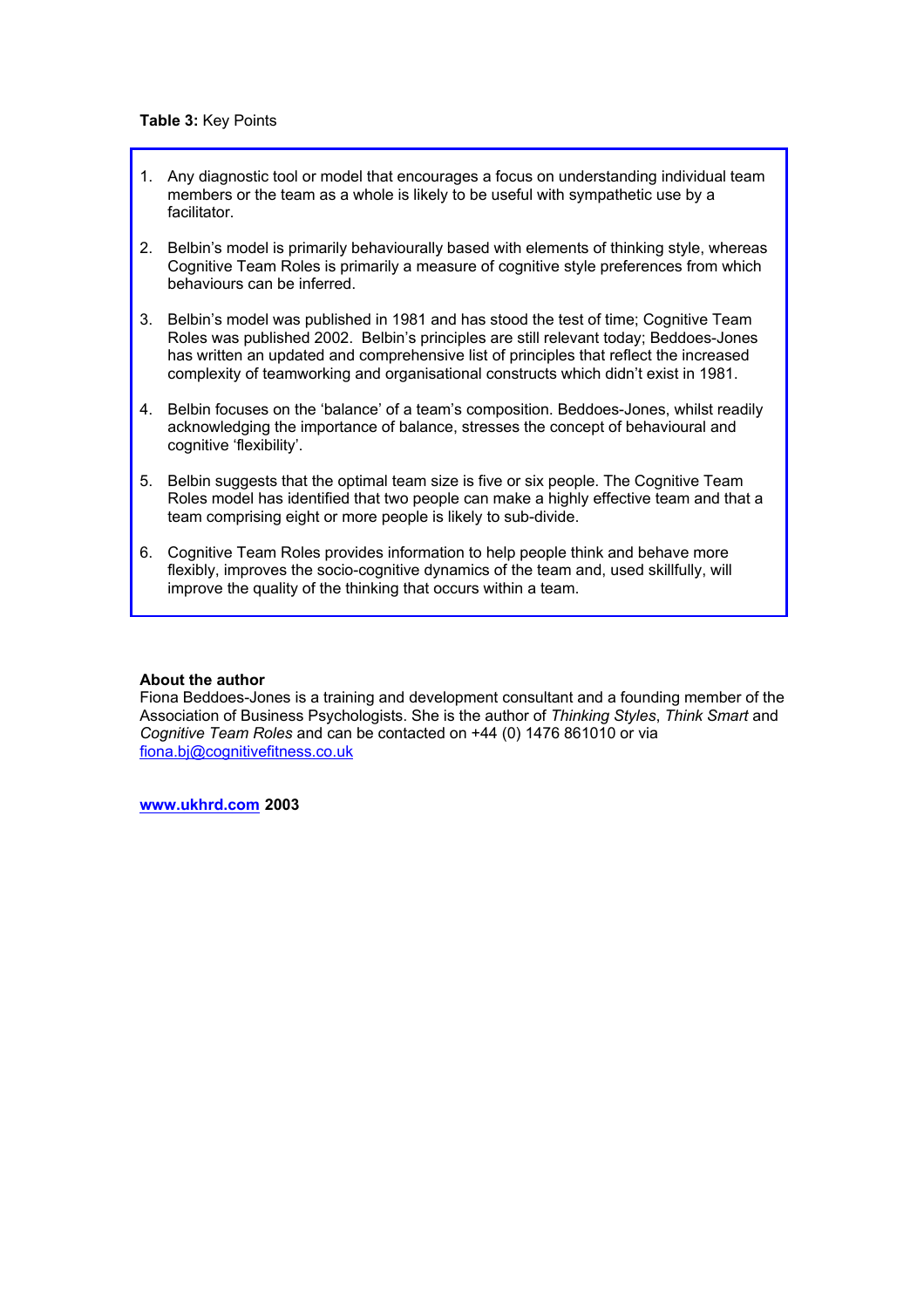**Table 3:** Key Points

1. Any diagnostic tool or model that encourages a focus on understanding individual team members or the team as a whole is likely to be useful with sympathetic use by a facilitator.

2. Belbin's model is primarily behaviourally based with elements of thinking style, whereas Cognitive Team Roles is primarily a measure of cognitive style preferences from which behaviours can be inferred.

3. Belbin's model was published in 1981 and has stood the test of time; Cognitive Team Roles was published 2002. Belbin's principles are still relevant today; Beddoes-Jones has written an updated and comprehensive list of principles that reflect the increased complexity of teamworking and organisational constructs which didn't exist in 1981.

4. Belbin focuses on the 'balance' of a team's composition. Beddoes-Jones, whilst readily acknowledging the importance of balance, stresses the concept of behavioural and cognitive 'flexibility'.

5. Belbin suggests that the optimal team size is five or six people. The Cognitive Team Roles model has identified that two people can make a highly effective team and that a team comprising eight or more people is likely to sub-divide.

6. Cognitive Team Roles provides information to help people think and behave more flexibly, improves the socio-cognitive dynamics of the team and, used skillfully, will improve the quality of the thinking that occurs within a team.

**About the author**
Fiona Beddoes-Jones is a training and development consultant and a founding member of the Association of Business Psychologists. She is the author of *Thinking Styles*, *Think Smart* and *Cognitive Team Roles* and can be contacted on +44 (0) 1476 861010 or via fiona.bj@cognitivefitness.co.uk

**www.ukhrd.com 2003**